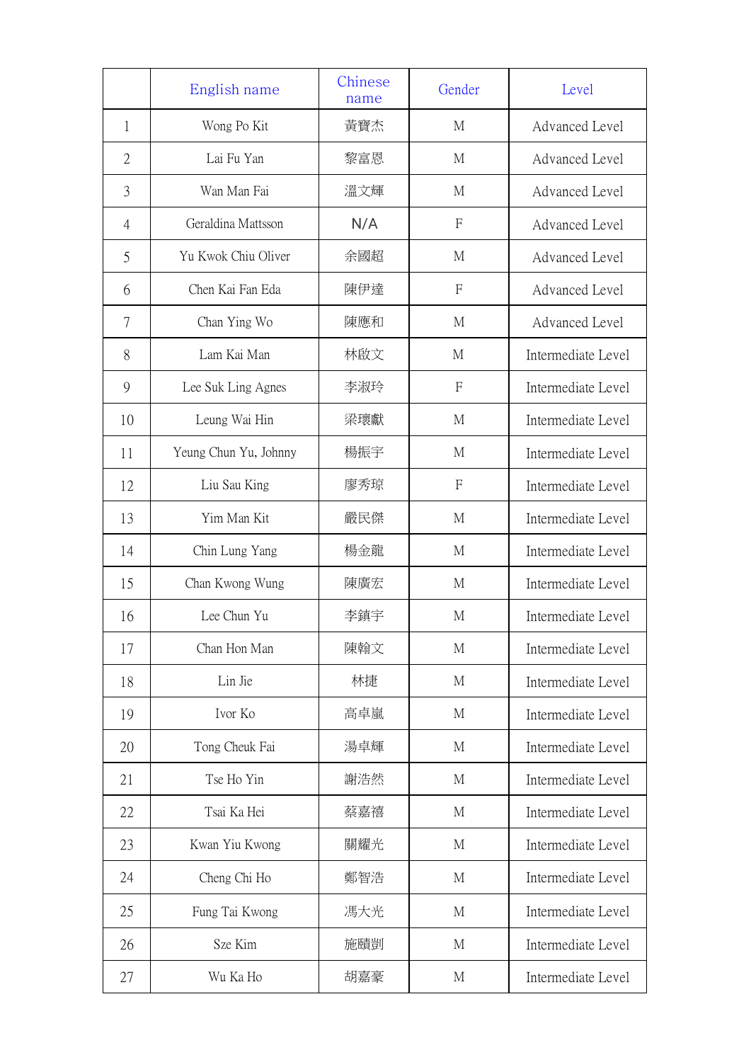| | English name | Chinese name | Gender | Level |
|---|---|---|---|---|
| 1 | Wong Po Kit | 黃寶杰 | M | Advanced Level |
| 2 | Lai Fu Yan | 黎富恩 | M | Advanced Level |
| 3 | Wan Man Fai | 溫文輝 | M | Advanced Level |
| 4 | Geraldina Mattsson | N/A | F | Advanced Level |
| 5 | Yu Kwok Chiu Oliver | 余國超 | M | Advanced Level |
| 6 | Chen Kai Fan Eda | 陳伊達 | F | Advanced Level |
| 7 | Chan Ying Wo | 陳應和 | M | Advanced Level |
| 8 | Lam Kai Man | 林啟文 | M | Intermediate Level |
| 9 | Lee Suk Ling Agnes | 李淑玲 | F | Intermediate Level |
| 10 | Leung Wai Hin | 梁瓌獻 | M | Intermediate Level |
| 11 | Yeung Chun Yu, Johnny | 楊振宇 | M | Intermediate Level |
| 12 | Liu Sau King | 廖秀琼 | F | Intermediate Level |
| 13 | Yim Man Kit | 嚴民傑 | M | Intermediate Level |
| 14 | Chin Lung Yang | 楊金龍 | M | Intermediate Level |
| 15 | Chan Kwong Wung | 陳廣宏 | M | Intermediate Level |
| 16 | Lee Chun Yu | 李鎮宇 | M | Intermediate Level |
| 17 | Chan Hon Man | 陳翰文 | M | Intermediate Level |
| 18 | Lin Jie | 林捷 | M | Intermediate Level |
| 19 | Ivor Ko | 高卓嵐 | M | Intermediate Level |
| 20 | Tong Cheuk Fai | 湯卓輝 | M | Intermediate Level |
| 21 | Tse Ho Yin | 謝浩然 | M | Intermediate Level |
| 22 | Tsai Ka Hei | 蔡嘉禧 | M | Intermediate Level |
| 23 | Kwan Yiu Kwong | 關耀光 | M | Intermediate Level |
| 24 | Cheng Chi Ho | 鄭智浩 | M | Intermediate Level |
| 25 | Fung Tai Kwong | 馮大光 | M | Intermediate Level |
| 26 | Sze Kim | 施賾剴 | M | Intermediate Level |
| 27 | Wu Ka Ho | 胡嘉豪 | M | Intermediate Level |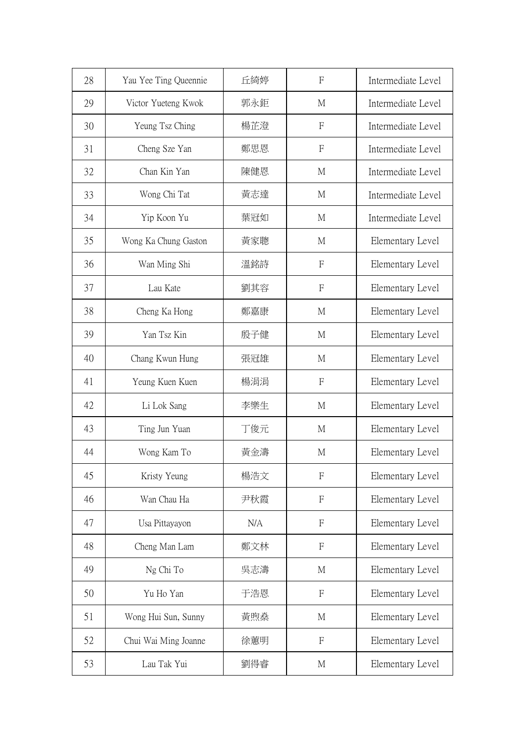| | | | | |
|---|---|---|---|---|
| 28 | Yau Yee Ting Queennie | 丘綺婷 | F | Intermediate Level |
| 29 | Victor Yueteng Kwok | 郭永鉅 | M | Intermediate Level |
| 30 | Yeung Tsz Ching | 楊芷澄 | F | Intermediate Level |
| 31 | Cheng Sze Yan | 鄭思恩 | F | Intermediate Level |
| 32 | Chan Kin Yan | 陳健恩 | M | Intermediate Level |
| 33 | Wong Chi Tat | 黃志達 | M | Intermediate Level |
| 34 | Yip Koon Yu | 葉冠如 | M | Intermediate Level |
| 35 | Wong Ka Chung Gaston | 黃家聰 | M | Elementary Level |
| 36 | Wan Ming Shi | 溫銘詩 | F | Elementary Level |
| 37 | Lau Kate | 劉其容 | F | Elementary Level |
| 38 | Cheng Ka Hong | 鄭嘉康 | M | Elementary Level |
| 39 | Yan Tsz Kin | 殷子健 | M | Elementary Level |
| 40 | Chang Kwun Hung | 張冠雄 | M | Elementary Level |
| 41 | Yeung Kuen Kuen | 楊涓涓 | F | Elementary Level |
| 42 | Li Lok Sang | 李樂生 | M | Elementary Level |
| 43 | Ting Jun Yuan | 丁俊元 | M | Elementary Level |
| 44 | Wong Kam To | 黃金濤 | M | Elementary Level |
| 45 | Kristy Yeung | 楊浩文 | F | Elementary Level |
| 46 | Wan Chau Ha | 尹秋霞 | F | Elementary Level |
| 47 | Usa Pittayayon | N/A | F | Elementary Level |
| 48 | Cheng Man Lam | 鄭文林 | F | Elementary Level |
| 49 | Ng Chi To | 吳志濤 | M | Elementary Level |
| 50 | Yu Ho Yan | 于浩恩 | F | Elementary Level |
| 51 | Wong Hui Sun, Sunny | 黃煦燊 | M | Elementary Level |
| 52 | Chui Wai Ming Joanne | 徐蕙明 | F | Elementary Level |
| 53 | Lau Tak Yui | 劉得睿 | M | Elementary Level |